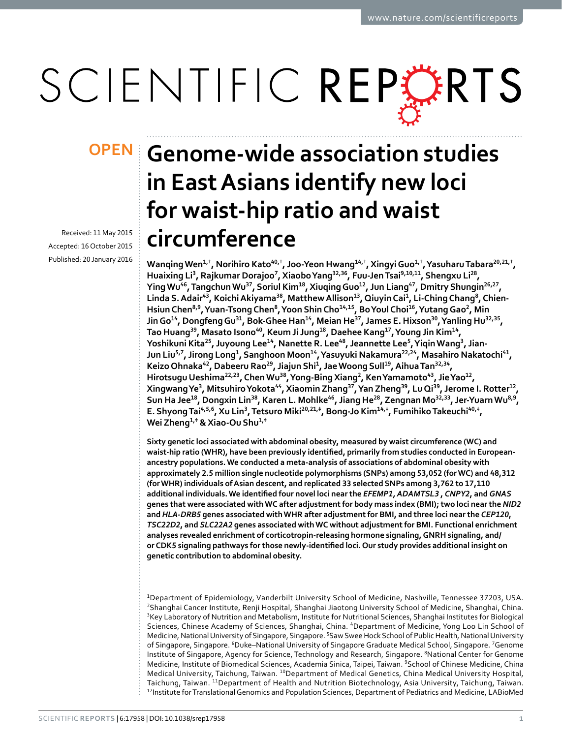OPEN

# Genome-wide association studies in East Asians identify new loci for waist-hip ratio and waist circumference

Received: 11 May 2015
Accepted: 16 October 2015
Published: 20 January 2016

**Wanqing Wen[1,†], Norihiro Kato[40,†], Joo-Yeon Hwang[14,†], Xingyi Guo[1,†], Yasuharu Tabara[20,21,†], Huaixing Li[3], Rajkumar Dorajoo[7], Xiaobo Yang[32,36], Fuu-Jen Tsai[9,10,11], Shengxu Li[28], Ying Wu[46], Tangchun Wu[37], Soriul Kim[18], Xiuqing Guo[12], Jun Liang[47], Dmitry Shungin[26,27], Linda S. Adair[43], Koichi Akiyama[38], Matthew Allison[13], Qiuyin Cai[1], Li-Ching Chang[8], Chien-Hsiun Chen[8,9], Yuan-Tsong Chen[8], Yoon Shin Cho[14,15], Bo Youl Choi[16], Yutang Gao[2], Min Jin Go[14], Dongfeng Gu[31], Bok-Ghee Han[14], Meian He[37], James E. Hixson[30], Yanling Hu[32,35], Tao Huang[39], Masato Isono[40], Keum Ji Jung[18], Daehee Kang[17], Young Jin Kim[14], Yoshikuni Kita[25], Juyoung Lee[14], Nanette R. Lee[48], Jeannette Lee[5], Yiqin Wang[3], Jian-Jun Liu[5,7], Jirong Long[1], Sanghoon Moon[14], Yasuyuki Nakamura[22,24], Masahiro Nakatochi[41], Keizo Ohnaka[42], Dabeeru Rao[29], Jiajun Shi[1], Jae Woong Sull[19], Aihua Tan[32,34], Hirotsugu Ueshima[22,23], Chen Wu[38], Yong-Bing Xiang[2], Ken Yamamoto[43], Jie Yao[12], Xingwang Ye[3], Mitsuhiro Yokota[44], Xiaomin Zhang[37], Yan Zheng[39], Lu Qi[39], Jerome I. Rotter[12], Sun Ha Jee[18], Dongxin Lin[38], Karen L. Mohlke[46], Jiang He[28], Zengnan Mo[32,33], Jer-Yuarn Wu[8,9], E. Shyong Tai[4,5,6], Xu Lin[3], Tetsuro Miki[20,21,‡], Bong-Jo Kim[14,‡], Fumihiko Takeuchi[40,‡], Wei Zheng[1,‡] & Xiao-Ou Shu[1,‡]**

**Sixty genetic loci associated with abdominal obesity, measured by waist circumference (WC) and waist-hip ratio (WHR), have been previously identified, primarily from studies conducted in European-ancestry populations. We conducted a meta-analysis of associations of abdominal obesity with approximately 2.5 million single nucleotide polymorphisms (SNPs) among 53,052 (for WC) and 48,312 (for WHR) individuals of Asian descent, and replicated 33 selected SNPs among 3,762 to 17,110 additional individuals. We identified four novel loci near the *EFEMP1*, *ADAMTSL3* , *CNPY2*, and *GNAS* genes that were associated with WC after adjustment for body mass index (BMI); two loci near the *NID2* and *HLA-DRB5* genes associated with WHR after adjustment for BMI, and three loci near the *CEP120*, *TSC22D2*, and *SLC22A2* genes associated with WC without adjustment for BMI. Functional enrichment analyses revealed enrichment of corticotropin-releasing hormone signaling, GNRH signaling, and/or CDK5 signaling pathways for those newly-identified loci. Our study provides additional insight on genetic contribution to abdominal obesity.**

[1]Department of Epidemiology, Vanderbilt University School of Medicine, Nashville, Tennessee 37203, USA. [2]Shanghai Cancer Institute, Renji Hospital, Shanghai Jiaotong University School of Medicine, Shanghai, China. [3]Key Laboratory of Nutrition and Metabolism, Institute for Nutritional Sciences, Shanghai Institutes for Biological Sciences, Chinese Academy of Sciences, Shanghai, China. [4]Department of Medicine, Yong Loo Lin School of Medicine, National University of Singapore, Singapore. [5]Saw Swee Hock School of Public Health, National University of Singapore, Singapore. [6]Duke–National University of Singapore Graduate Medical School, Singapore. [7]Genome Institute of Singapore, Agency for Science, Technology and Research, Singapore. [8]National Center for Genome Medicine, Institute of Biomedical Sciences, Academia Sinica, Taipei, Taiwan. [9]School of Chinese Medicine, China Medical University, Taichung, Taiwan. [10]Department of Medical Genetics, China Medical University Hospital, Taichung, Taiwan. [11]Department of Health and Nutrition Biotechnology, Asia University, Taichung, Taiwan. [12]Institute for Translational Genomics and Population Sciences, Department of Pediatrics and Medicine, LABioMed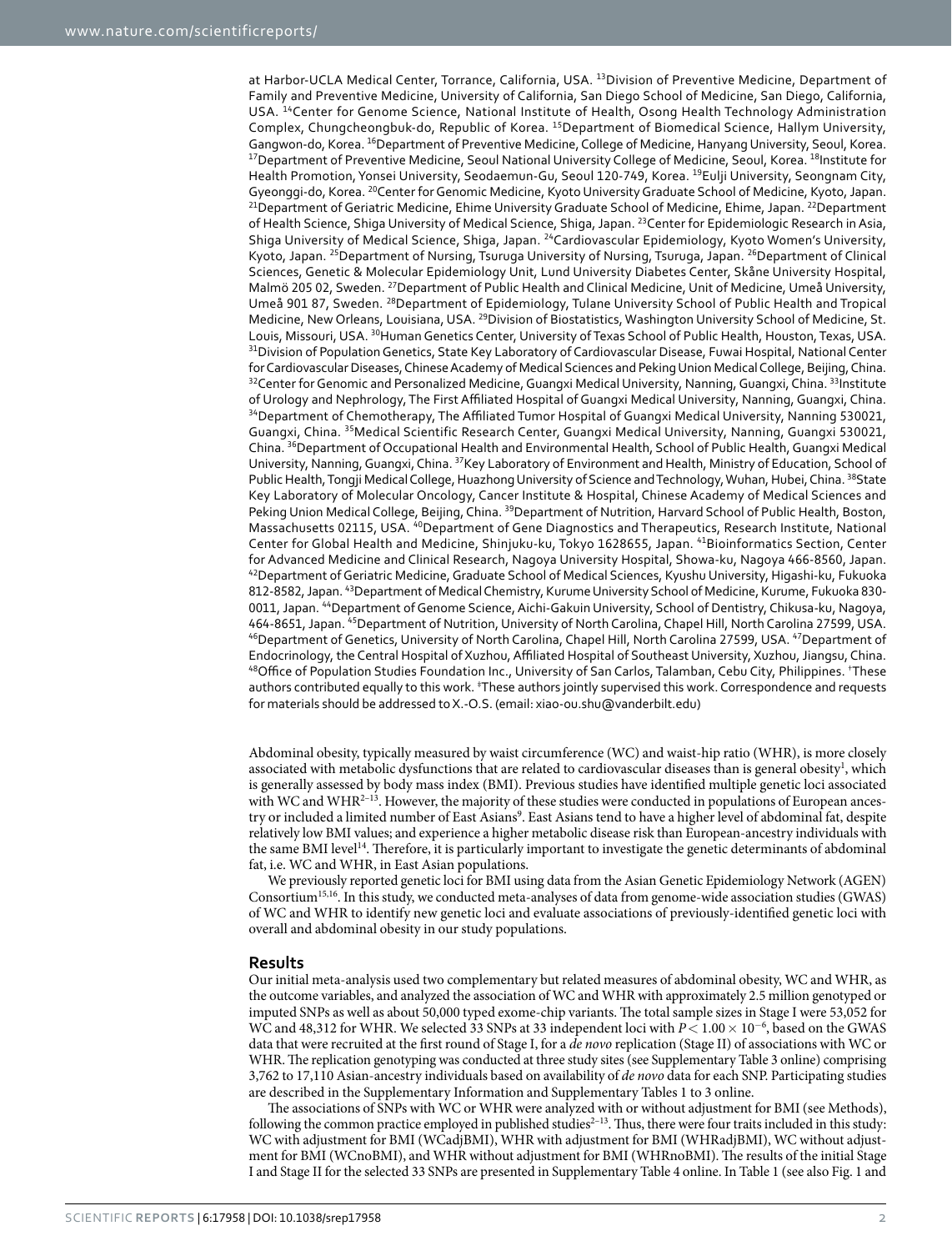at Harbor-UCLA Medical Center, Torrance, California, USA. [13]Division of Preventive Medicine, Department of Family and Preventive Medicine, University of California, San Diego School of Medicine, San Diego, California, USA. [14]Center for Genome Science, National Institute of Health, Osong Health Technology Administration Complex, Chungcheongbuk-do, Republic of Korea. [15]Department of Biomedical Science, Hallym University, Gangwon-do, Korea. [16]Department of Preventive Medicine, College of Medicine, Hanyang University, Seoul, Korea. [17]Department of Preventive Medicine, Seoul National University College of Medicine, Seoul, Korea. [18]Institute for Health Promotion, Yonsei University, Seodaemun-Gu, Seoul 120-749, Korea. [19]Eulji University, Seongnam City, Gyeonggi-do, Korea. [20]Center for Genomic Medicine, Kyoto University Graduate School of Medicine, Kyoto, Japan. [21]Department of Geriatric Medicine, Ehime University Graduate School of Medicine, Ehime, Japan. [22]Department of Health Science, Shiga University of Medical Science, Shiga, Japan. [23]Center for Epidemiologic Research in Asia, Shiga University of Medical Science, Shiga, Japan. [24]Cardiovascular Epidemiology, Kyoto Women's University, Kyoto, Japan. [25]Department of Nursing, Tsuruga University of Nursing, Tsuruga, Japan. [26]Department of Clinical Sciences, Genetic & Molecular Epidemiology Unit, Lund University Diabetes Center, Skåne University Hospital, Malmö 205 02, Sweden. [27]Department of Public Health and Clinical Medicine, Unit of Medicine, Umeå University, Umeå 901 87, Sweden. [28]Department of Epidemiology, Tulane University School of Public Health and Tropical Medicine, New Orleans, Louisiana, USA. [29]Division of Biostatistics, Washington University School of Medicine, St. Louis, Missouri, USA. [30]Human Genetics Center, University of Texas School of Public Health, Houston, Texas, USA. [31]Division of Population Genetics, State Key Laboratory of Cardiovascular Disease, Fuwai Hospital, National Center for Cardiovascular Diseases, Chinese Academy of Medical Sciences and Peking Union Medical College, Beijing, China. [32]Center for Genomic and Personalized Medicine, Guangxi Medical University, Nanning, Guangxi, China. [33]Institute of Urology and Nephrology, The First Affiliated Hospital of Guangxi Medical University, Nanning, Guangxi, China. [34]Department of Chemotherapy, The Affiliated Tumor Hospital of Guangxi Medical University, Nanning 530021, Guangxi, China. [35]Medical Scientific Research Center, Guangxi Medical University, Nanning, Guangxi 530021, China. [36]Department of Occupational Health and Environmental Health, School of Public Health, Guangxi Medical University, Nanning, Guangxi, China. [37]Key Laboratory of Environment and Health, Ministry of Education, School of Public Health, Tongji Medical College, Huazhong University of Science and Technology, Wuhan, Hubei, China. [38]State Key Laboratory of Molecular Oncology, Cancer Institute & Hospital, Chinese Academy of Medical Sciences and Peking Union Medical College, Beijing, China. [39]Department of Nutrition, Harvard School of Public Health, Boston, Massachusetts 02115, USA. [40]Department of Gene Diagnostics and Therapeutics, Research Institute, National Center for Global Health and Medicine, Shinjuku-ku, Tokyo 1628655, Japan. [41]Bioinformatics Section, Center for Advanced Medicine and Clinical Research, Nagoya University Hospital, Showa-ku, Nagoya 466-8560, Japan. [42]Department of Geriatric Medicine, Graduate School of Medical Sciences, Kyushu University, Higashi-ku, Fukuoka 812-8582, Japan. [43]Department of Medical Chemistry, Kurume University School of Medicine, Kurume, Fukuoka 830-0011, Japan. [44]Department of Genome Science, Aichi-Gakuin University, School of Dentistry, Chikusa-ku, Nagoya, 464-8651, Japan. [45]Department of Nutrition, University of North Carolina, Chapel Hill, North Carolina 27599, USA. [46]Department of Genetics, University of North Carolina, Chapel Hill, North Carolina 27599, USA. [47]Department of Endocrinology, the Central Hospital of Xuzhou, Affiliated Hospital of Southeast University, Xuzhou, Jiangsu, China. [48]Office of Population Studies Foundation Inc., University of San Carlos, Talamban, Cebu City, Philippines. [†]These authors contributed equally to this work. [‡]These authors jointly supervised this work. Correspondence and requests for materials should be addressed to X.-O.S. (email: xiao-ou.shu@vanderbilt.edu)

Abdominal obesity, typically measured by waist circumference (WC) and waist-hip ratio (WHR), is more closely associated with metabolic dysfunctions that are related to cardiovascular diseases than is general obesity[1], which is generally assessed by body mass index (BMI). Previous studies have identified multiple genetic loci associated with WC and WHR[2–13]. However, the majority of these studies were conducted in populations of European ancestry or included a limited number of East Asians[9]. East Asians tend to have a higher level of abdominal fat, despite relatively low BMI values; and experience a higher metabolic disease risk than European-ancestry individuals with the same BMI level[14]. Therefore, it is particularly important to investigate the genetic determinants of abdominal fat, i.e. WC and WHR, in East Asian populations.

We previously reported genetic loci for BMI using data from the Asian Genetic Epidemiology Network (AGEN) Consortium[15,16]. In this study, we conducted meta-analyses of data from genome-wide association studies (GWAS) of WC and WHR to identify new genetic loci and evaluate associations of previously-identified genetic loci with overall and abdominal obesity in our study populations.

## Results

Our initial meta-analysis used two complementary but related measures of abdominal obesity, WC and WHR, as the outcome variables, and analyzed the association of WC and WHR with approximately 2.5 million genotyped or imputed SNPs as well as about 50,000 typed exome-chip variants. The total sample sizes in Stage I were 53,052 for WC and 48,312 for WHR. We selected 33 SNPs at 33 independent loci with $P < 1.00 \times 10^{-6}$, based on the GWAS data that were recruited at the first round of Stage I, for a *de novo* replication (Stage II) of associations with WC or WHR. The replication genotyping was conducted at three study sites (see Supplementary Table 3 online) comprising 3,762 to 17,110 Asian-ancestry individuals based on availability of *de novo* data for each SNP. Participating studies are described in the Supplementary Information and Supplementary Tables 1 to 3 online.

The associations of SNPs with WC or WHR were analyzed with or without adjustment for BMI (see Methods), following the common practice employed in published studies[2–13]. Thus, there were four traits included in this study: WC with adjustment for BMI (WCadjBMI), WHR with adjustment for BMI (WHRadjBMI), WC without adjustment for BMI (WCnoBMI), and WHR without adjustment for BMI (WHRnoBMI). The results of the initial Stage I and Stage II for the selected 33 SNPs are presented in Supplementary Table 4 online. In Table 1 (see also Fig. 1 and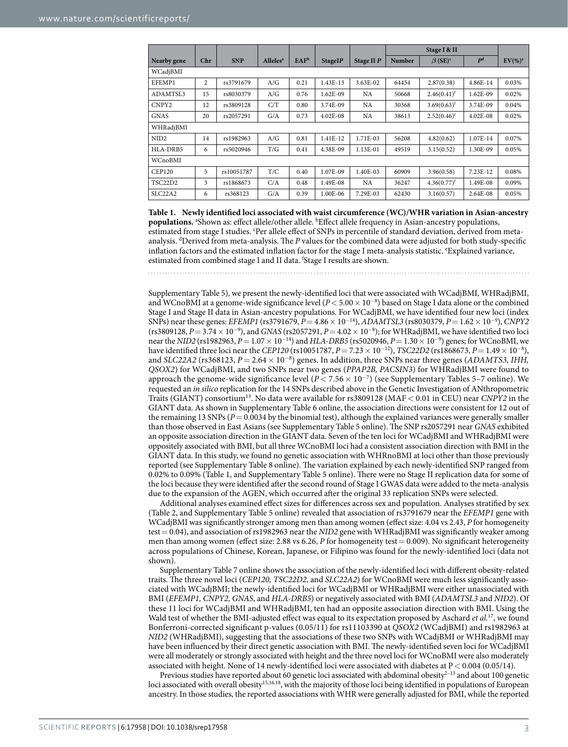| Nearby gene | Chr | SNP | Alleles[a] | EAF[b] | Stage I *P* | Stage II *P* | Stage I & II | | | EV(%)[e] |
|---|---|---|---|---|---|---|---|---|---|---|
| | | | | | | | Number | $\beta$ (SE)[c] | *P*[d] | |
| WCadjBMI | | | | | | | | | | |
| EFEMP1 | 2 | rs3791679 | A/G | 0.21 | 1.43E-13 | 3.63E-02 | 64454 | 2.87(0.38) | 4.86E-14 | 0.03% |
| ADAMTSL3 | 15 | rs8030379 | A/G | 0.76 | 1.62E-09 | NA | 50668 | 2.46(0.41)[f] | 1.62E-09 | 0.02% |
| CNPY2 | 12 | rs3809128 | C/T | 0.80 | 3.74E-09 | NA | 30368 | 3.69(0.63)[f] | 3.74E-09 | 0.04% |
| GNAS | 20 | rs2057291 | G/A | 0.73 | 4.02E-08 | NA | 38613 | 2.52(0.46)[f] | 4.02E-08 | 0.02% |
| WHRadjBMI | | | | | | | | | | |
| NID2 | 14 | rs1982963 | A/G | 0.81 | 1.41E-12 | 1.71E-03 | 56208 | 4.82(0.62) | 1.07E-14 | 0.07% |
| HLA-DRB5 | 6 | rs5020946 | T/G | 0.41 | 4.38E-09 | 1.13E-01 | 49519 | 3.15(0.52) | 1.30E-09 | 0.05% |
| WCnoBMI | | | | | | | | | | |
| CEP120 | 5 | rs10051787 | T/C | 0.40 | 1.07E-09 | 1.40E-03 | 60909 | 3.96(0.58) | 7.23E-12 | 0.08% |
| TSC22D2 | 3 | rs1868673 | C/A | 0.48 | 1.49E-08 | NA | 36247 | 4.36(0.77)[f] | 1.49E-08 | 0.09% |
| SLC22A2 | 6 | rs368123 | G/A | 0.39 | 1.00E-06 | 7.29E-03 | 62430 | 3.16(0.57) | 2.64E-08 | 0.05% |

**Table 1. Newly identified loci associated with waist circumference (WC)/WHR variation in Asian-ancestry populations.** [a]Shown as: effect allele/other allele. [b]Effect allele frequency in Asian-ancestry populations, estimated from stage I studies. [c]Per allele effect of SNPs in percentile of standard deviation, derived from meta-analysis. [d]Derived from meta-analysis. The *P* values for the combined data were adjusted for both study-specific inflation factors and the estimated inflation factor for the stage I meta-analysis statistic. [e]Explained variance, estimated from combined stage I and II data. [f]Stage I results are shown.

Supplementary Table 5), we present the newly-identified loci that were associated with WCadjBMI, WHRadjBMI, and WCnoBMI at a genome-wide significance level ($P < 5.00 \times 10^{-8}$) based on Stage I data alone or the combined Stage I and Stage II data in Asian-ancestry populations. For WCadjBMI, we have identified four new loci (index SNPs) near these genes: *EFEMP1* (rs3791679, $P = 4.86 \times 10^{-14}$), *ADAMTSL3* (rs8030379, $P = 1.62 \times 10^{-9}$), *CNPY2* (rs3809128, $P = 3.74 \times 10^{-9}$), and *GNAS* (rs2057291, $P = 4.02 \times 10^{-8}$); for WHRadjBMI, we have identified two loci near the *NID2* (rs1982963, $P = 1.07 \times 10^{-14}$) and *HLA-DRB5* (rs5020946, $P = 1.30 \times 10^{-9}$) genes; for WCnoBMI, we have identified three loci near the *CEP120* (rs10051787, $P = 7.23 \times 10^{-12}$), *TSC22D2* (rs1868673, $P = 1.49 \times 10^{-8}$), and *SLC22A2* (rs368123, $P = 2.64 \times 10^{-8}$) genes. In addition, three SNPs near three genes (*ADAMTS3, IHH, QSOX2*) for WCadjBMI, and two SNPs near two genes (*PPAP2B, PACSIN3*) for WHRadjBMI were found to approach the genome-wide significance level ($P < 7.56 \times 10^{-7}$) (see Supplementary Tables 5–7 online). We requested an *in silico* replication for the 14 SNPs described above in the Genetic Investigation of ANthropometric Traits (GIANT) consortium[13]. No data were available for rs3809128 (MAF < 0.01 in CEU) near *CNPY2* in the GIANT data. As shown in Supplementary Table 6 online, the association directions were consistent for 12 out of the remaining 13 SNPs ($P = 0.0034$ by the binomial test), although the explained variances were generally smaller than those observed in East Asians (see Supplementary Table 5 online). The SNP rs2057291 near *GNAS* exhibited an opposite association direction in the GIANT data. Seven of the ten loci for WCadjBMI and WHRadjBMI were oppositely associated with BMI, but all three WCnoBMI loci had a consistent association direction with BMI in the GIANT data. In this study, we found no genetic association with WHRnoBMI at loci other than those previously reported (see Supplementary Table 8 online). The variation explained by each newly-identified SNP ranged from 0.02% to 0.09% (Table 1, and Supplementary Table 5 online). There were no Stage II replication data for some of the loci because they were identified after the second round of Stage I GWAS data were added to the meta-analysis due to the expansion of the AGEN, which occurred after the original 33 replication SNPs were selected.

Additional analyses examined effect sizes for differences across sex and population. Analyses stratified by sex (Table 2, and Supplementary Table 5 online) revealed that association of rs3791679 near the *EFEMP1* gene with WCadjBMI was significantly stronger among men than among women (effect size: 4.04 vs 2.43, *P* for homogeneity test = 0.04), and association of rs1982963 near the *NID2* gene with WHRadjBMI was significantly weaker among men than among women (effect size: 2.88 vs 6.26, *P* for homogeneity test = 0.009). No significant heterogeneity across populations of Chinese, Korean, Japanese, or Filipino was found for the newly-identified loci (data not shown).

Supplementary Table 7 online shows the association of the newly-identified loci with different obesity-related traits. The three novel loci (*CEP120, TSC22D2*, and *SLC22A2*) for WCnoBMI were much less significantly associated with WCadjBMI; the newly-identified loci for WCadjBMI or WHRadjBMI were either unassociated with BMI (*EFEMP1, CNPY2, GNAS*, and *HLA-DRB5*) or negatively associated with BMI (*ADAMTSL3* and *NID2*). Of these 11 loci for WCadjBMI and WHRadjBMI, ten had an opposite association direction with BMI. Using the Wald test of whether the BMI-adjusted effect was equal to its expectation proposed by Aschard *et al.*[17], we found Bonferroni-corrected significant p-values (0.05/11) for rs11103390 at *QSOX2* (WCadjBMI) and rs1982963 at *NID2* (WHRadjBMI), suggesting that the associations of these two SNPs with WCadjBMI or WHRadjBMI may have been influenced by their direct genetic association with BMI. The newly-identified seven loci for WCadjBMI were all moderately or strongly associated with height and the three novel loci for WCnoBMI were also moderately associated with height. None of 14 newly-identified loci were associated with diabetes at $P < 0.004$ (0.05/14).

Previous studies have reported about 60 genetic loci associated with abdominal obesity[2–13] and about 100 genetic loci associated with overall obesity[15,16,18], with the majority of those loci being identified in populations of European ancestry. In those studies, the reported associations with WHR were generally adjusted for BMI, while the reported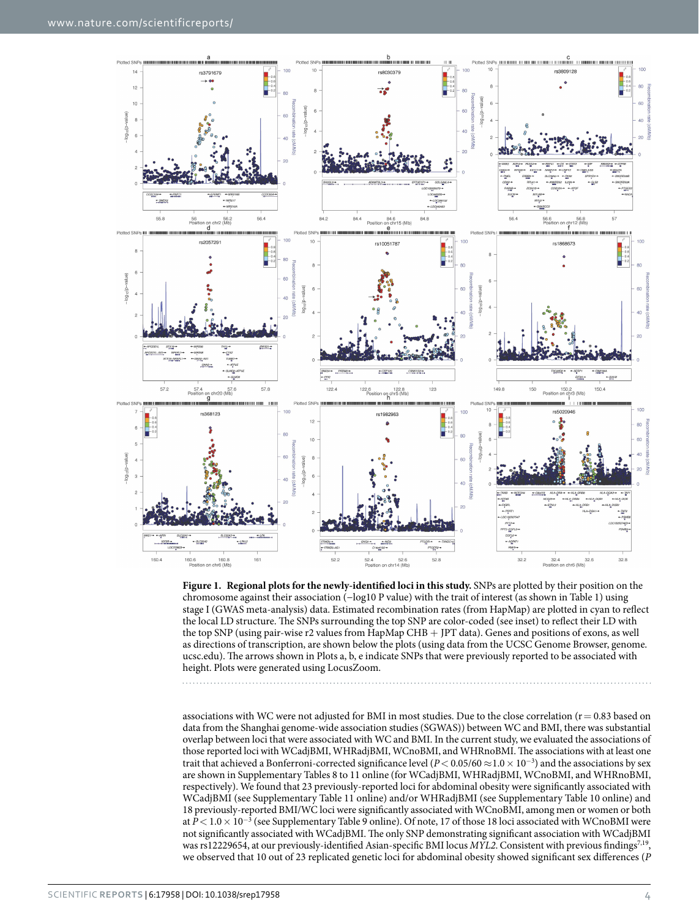**Figure 1. Regional plots for the newly-identified loci in this study.** SNPs are plotted by their position on the chromosome against their association (−log10 P value) with the trait of interest (as shown in Table 1) using stage I (GWAS meta-analysis) data. Estimated recombination rates (from HapMap) are plotted in cyan to reflect the local LD structure. The SNPs surrounding the top SNP are color-coded (see inset) to reflect their LD with the top SNP (using pair-wise r2 values from HapMap CHB + JPT data). Genes and positions of exons, as well as directions of transcription, are shown below the plots (using data from the UCSC Genome Browser, genome.ucsc.edu). The arrows shown in Plots a, b, e indicate SNPs that were previously reported to be associated with height. Plots were generated using LocusZoom.

associations with WC were not adjusted for BMI in most studies. Due to the close correlation ($r = 0.83$ based on data from the Shanghai genome-wide association studies (SGWAS)) between WC and BMI, there was substantial overlap between loci that were associated with WC and BMI. In the current study, we evaluated the associations of those reported loci with WCadjBMI, WHRadjBMI, WCnoBMI, and WHRnoBMI. The associations with at least one trait that achieved a Bonferroni-corrected significance level ($P < 0.05/60 \approx 1.0 \times 10^{-3}$) and the associations by sex are shown in Supplementary Tables 8 to 11 online (for WCadjBMI, WHRadjBMI, WCnoBMI, and WHRnoBMI, respectively). We found that 23 previously-reported loci for abdominal obesity were significantly associated with WCadjBMI (see Supplementary Table 11 online) and/or WHRadjBMI (see Supplementary Table 10 online) and 18 previously-reported BMI/WC loci were significantly associated with WCnoBMI, among men or women or both at $P < 1.0 \times 10^{-3}$ (see Supplementary Table 9 online). Of note, 17 of those 18 loci associated with WCnoBMI were not significantly associated with WCadjBMI. The only SNP demonstrating significant association with WCadjBMI was rs12229654, at our previously-identified Asian-specific BMI locus *MYL2*. Consistent with previous findings[7,19], we observed that 10 out of 23 replicated genetic loci for abdominal obesity showed significant sex differences ($P$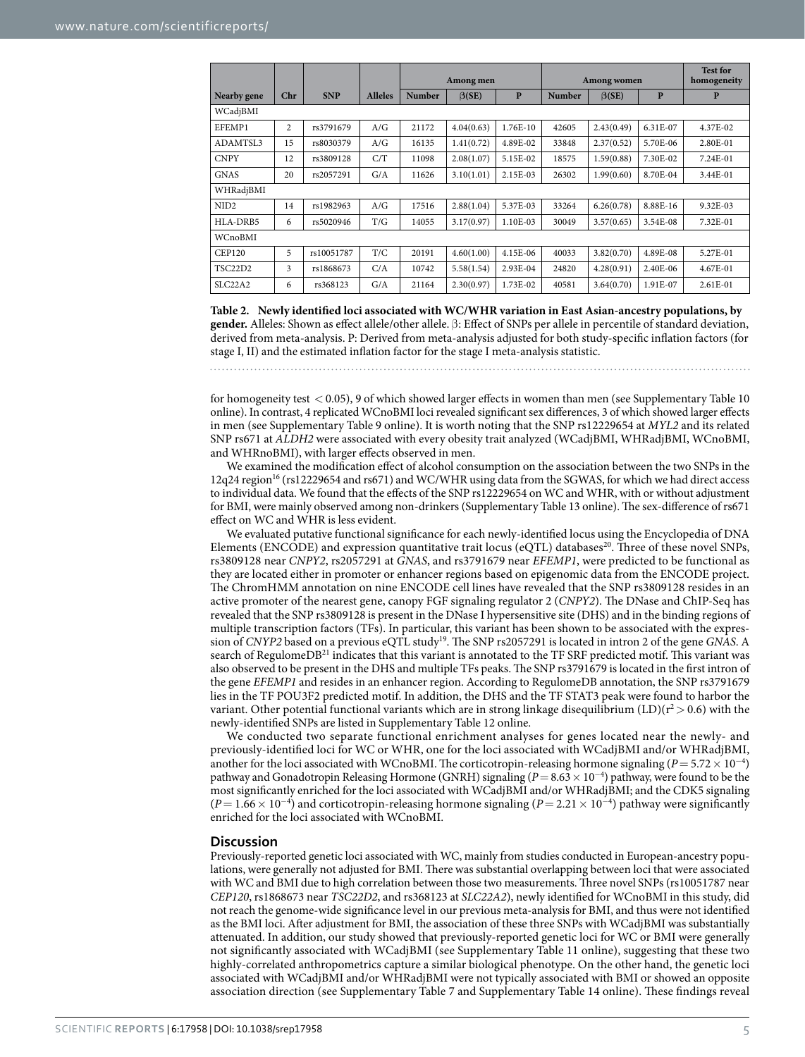| Nearby gene | Chr | SNP | Alleles | Among men | | | Among women | | | Test for homogeneity |
|---|---|---|---|---|---|---|---|---|---|---|
| | | | | Number | β(SE) | P | Number | β(SE) | P | P |
| WCadjBMI | | | | | | | | | | |
| EFEMP1 | 2 | rs3791679 | A/G | 21172 | 4.04(0.63) | 1.76E-10 | 42605 | 2.43(0.49) | 6.31E-07 | 4.37E-02 |
| ADAMTSL3 | 15 | rs8030379 | A/G | 16135 | 1.41(0.72) | 4.89E-02 | 33848 | 2.37(0.52) | 5.70E-06 | 2.80E-01 |
| CNPY | 12 | rs3809128 | C/T | 11098 | 2.08(1.07) | 5.15E-02 | 18575 | 1.59(0.88) | 7.30E-02 | 7.24E-01 |
| GNAS | 20 | rs2057291 | G/A | 11626 | 3.10(1.01) | 2.15E-03 | 26302 | 1.99(0.60) | 8.70E-04 | 3.44E-01 |
| WHRadjBMI | | | | | | | | | | |
| NID2 | 14 | rs1982963 | A/G | 17516 | 2.88(1.04) | 5.37E-03 | 33264 | 6.26(0.78) | 8.88E-16 | 9.32E-03 |
| HLA-DRB5 | 6 | rs5020946 | T/G | 14055 | 3.17(0.97) | 1.10E-03 | 30049 | 3.57(0.65) | 3.54E-08 | 7.32E-01 |
| WCnoBMI | | | | | | | | | | |
| CEP120 | 5 | rs10051787 | T/C | 20191 | 4.60(1.00) | 4.15E-06 | 40033 | 3.82(0.70) | 4.89E-08 | 5.27E-01 |
| TSC22D2 | 3 | rs1868673 | C/A | 10742 | 5.58(1.54) | 2.93E-04 | 24820 | 4.28(0.91) | 2.40E-06 | 4.67E-01 |
| SLC22A2 | 6 | rs368123 | G/A | 21164 | 2.30(0.97) | 1.73E-02 | 40581 | 3.64(0.70) | 1.91E-07 | 2.61E-01 |

**Table 2. Newly identified loci associated with WC/WHR variation in East Asian-ancestry populations, by gender.** Alleles: Shown as effect allele/other allele. β: Effect of SNPs per allele in percentile of standard deviation, derived from meta-analysis. P: Derived from meta-analysis adjusted for both study-specific inflation factors (for stage I, II) and the estimated inflation factor for the stage I meta-analysis statistic.

for homogeneity test $< 0.05$), 9 of which showed larger effects in women than men (see Supplementary Table 10 online). In contrast, 4 replicated WCnoBMI loci revealed significant sex differences, 3 of which showed larger effects in men (see Supplementary Table 9 online). It is worth noting that the SNP rs12229654 at *MYL2* and its related SNP rs671 at *ALDH2* were associated with every obesity trait analyzed (WCadjBMI, WHRadjBMI, WCnoBMI, and WHRnoBMI), with larger effects observed in men.

We examined the modification effect of alcohol consumption on the association between the two SNPs in the 12q24 region[16] (rs12229654 and rs671) and WC/WHR using data from the SGWAS, for which we had direct access to individual data. We found that the effects of the SNP rs12229654 on WC and WHR, with or without adjustment for BMI, were mainly observed among non-drinkers (Supplementary Table 13 online). The sex-difference of rs671 effect on WC and WHR is less evident.

We evaluated putative functional significance for each newly-identified locus using the Encyclopedia of DNA Elements (ENCODE) and expression quantitative trait locus (eQTL) databases[20]. Three of these novel SNPs, rs3809128 near *CNPY2*, rs2057291 at *GNAS*, and rs3791679 near *EFEMP1*, were predicted to be functional as they are located either in promoter or enhancer regions based on epigenomic data from the ENCODE project. The ChromHMM annotation on nine ENCODE cell lines have revealed that the SNP rs3809128 resides in an active promoter of the nearest gene, canopy FGF signaling regulator 2 (*CNPY2*). The DNase and ChIP-Seq has revealed that the SNP rs3809128 is present in the DNase I hypersensitive site (DHS) and in the binding regions of multiple transcription factors (TFs). In particular, this variant has been shown to be associated with the expression of *CNYP2* based on a previous eQTL study[19]. The SNP rs2057291 is located in intron 2 of the gene *GNAS*. A search of RegulomeDB[21] indicates that this variant is annotated to the TF SRF predicted motif. This variant was also observed to be present in the DHS and multiple TFs peaks. The SNP rs3791679 is located in the first intron of the gene *EFEMP1* and resides in an enhancer region. According to RegulomeDB annotation, the SNP rs3791679 lies in the TF POU3F2 predicted motif. In addition, the DHS and the TF STAT3 peak were found to harbor the variant. Other potential functional variants which are in strong linkage disequilibrium (LD)($r^2 > 0.6$) with the newly-identified SNPs are listed in Supplementary Table 12 online.

We conducted two separate functional enrichment analyses for genes located near the newly- and previously-identified loci for WC or WHR, one for the loci associated with WCadjBMI and/or WHRadjBMI, another for the loci associated with WCnoBMI. The corticotropin-releasing hormone signaling ($P = 5.72 \times 10^{-4}$) pathway and Gonadotropin Releasing Hormone (GNRH) signaling ($P = 8.63 \times 10^{-4}$) pathway, were found to be the most significantly enriched for the loci associated with WCadjBMI and/or WHRadjBMI; and the CDK5 signaling ($P = 1.66 \times 10^{-4}$) and corticotropin-releasing hormone signaling ($P = 2.21 \times 10^{-4}$) pathway were significantly enriched for the loci associated with WCnoBMI.

## Discussion

Previously-reported genetic loci associated with WC, mainly from studies conducted in European-ancestry populations, were generally not adjusted for BMI. There was substantial overlapping between loci that were associated with WC and BMI due to high correlation between those two measurements. Three novel SNPs (rs10051787 near *CEP120*, rs1868673 near *TSC22D2*, and rs368123 at *SLC22A2*), newly identified for WCnoBMI in this study, did not reach the genome-wide significance level in our previous meta-analysis for BMI, and thus were not identified as the BMI loci. After adjustment for BMI, the association of these three SNPs with WCadjBMI was substantially attenuated. In addition, our study showed that previously-reported genetic loci for WC or BMI were generally not significantly associated with WCadjBMI (see Supplementary Table 11 online), suggesting that these two highly-correlated anthropometrics capture a similar biological phenotype. On the other hand, the genetic loci associated with WCadjBMI and/or WHRadjBMI were not typically associated with BMI or showed an opposite association direction (see Supplementary Table 7 and Supplementary Table 14 online). These findings reveal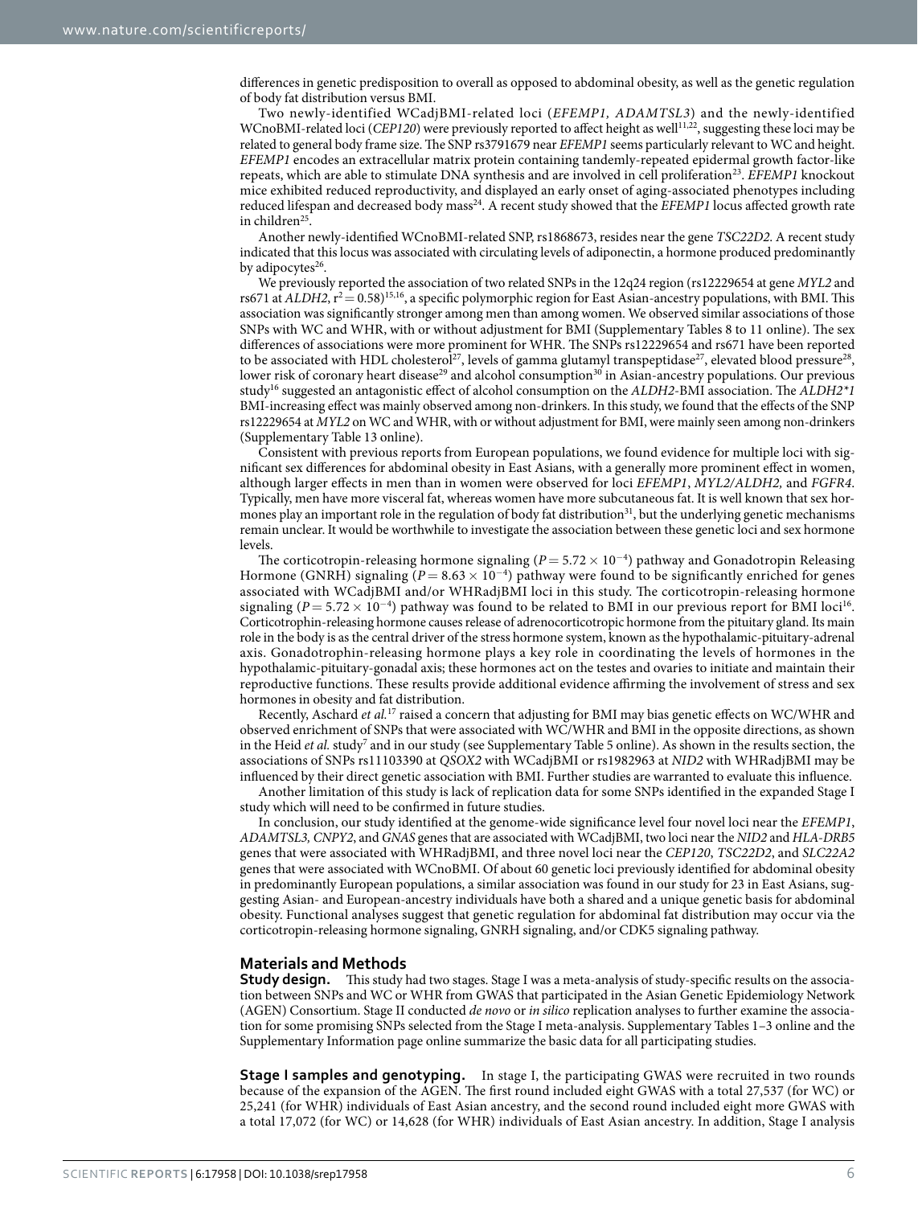differences in genetic predisposition to overall as opposed to abdominal obesity, as well as the genetic regulation of body fat distribution versus BMI.

Two newly-identified WCadjBMI-related loci (*EFEMP1, ADAMTSL3*) and the newly-identified WCnoBMI-related loci (*CEP120*) were previously reported to affect height as well[11,22], suggesting these loci may be related to general body frame size. The SNP rs3791679 near *EFEMP1* seems particularly relevant to WC and height. *EFEMP1* encodes an extracellular matrix protein containing tandemly-repeated epidermal growth factor-like repeats, which are able to stimulate DNA synthesis and are involved in cell proliferation[23]. *EFEMP1* knockout mice exhibited reduced reproductivity, and displayed an early onset of aging-associated phenotypes including reduced lifespan and decreased body mass[24]. A recent study showed that the *EFEMP1* locus affected growth rate in children[25].

Another newly-identified WCnoBMI-related SNP, rs1868673, resides near the gene *TSC22D2*. A recent study indicated that this locus was associated with circulating levels of adiponectin, a hormone produced predominantly by adipocytes[26].

We previously reported the association of two related SNPs in the 12q24 region (rs12229654 at gene *MYL2* and rs671 at *ALDH2*, $r^2 = 0.58$)[15,16], a specific polymorphic region for East Asian-ancestry populations, with BMI. This association was significantly stronger among men than among women. We observed similar associations of those SNPs with WC and WHR, with or without adjustment for BMI (Supplementary Tables 8 to 11 online). The sex differences of associations were more prominent for WHR. The SNPs rs12229654 and rs671 have been reported to be associated with HDL cholesterol[27], levels of gamma glutamyl transpeptidase[27], elevated blood pressure[28], lower risk of coronary heart disease[29] and alcohol consumption[30] in Asian-ancestry populations. Our previous study[16] suggested an antagonistic effect of alcohol consumption on the *ALDH2*-BMI association. The *ALDH2\*1* BMI-increasing effect was mainly observed among non-drinkers. In this study, we found that the effects of the SNP rs12229654 at *MYL2* on WC and WHR, with or without adjustment for BMI, were mainly seen among non-drinkers (Supplementary Table 13 online).

Consistent with previous reports from European populations, we found evidence for multiple loci with significant sex differences for abdominal obesity in East Asians, with a generally more prominent effect in women, although larger effects in men than in women were observed for loci *EFEMP1*, *MYL2/ALDH2,* and *FGFR4*. Typically, men have more visceral fat, whereas women have more subcutaneous fat. It is well known that sex hormones play an important role in the regulation of body fat distribution[31], but the underlying genetic mechanisms remain unclear. It would be worthwhile to investigate the association between these genetic loci and sex hormone levels.

The corticotropin-releasing hormone signaling ($P = 5.72 \times 10^{-4}$) pathway and Gonadotropin Releasing Hormone (GNRH) signaling ($P = 8.63 \times 10^{-4}$) pathway were found to be significantly enriched for genes associated with WCadjBMI and/or WHRadjBMI loci in this study. The corticotropin-releasing hormone signaling ($P = 5.72 \times 10^{-4}$) pathway was found to be related to BMI in our previous report for BMI loci[16]. Corticotrophin-releasing hormone causes release of adrenocorticotropic hormone from the pituitary gland. Its main role in the body is as the central driver of the stress hormone system, known as the hypothalamic-pituitary-adrenal axis. Gonadotrophin-releasing hormone plays a key role in coordinating the levels of hormones in the hypothalamic-pituitary-gonadal axis; these hormones act on the testes and ovaries to initiate and maintain their reproductive functions. These results provide additional evidence affirming the involvement of stress and sex hormones in obesity and fat distribution.

Recently, Aschard *et al.*[17] raised a concern that adjusting for BMI may bias genetic effects on WC/WHR and observed enrichment of SNPs that were associated with WC/WHR and BMI in the opposite directions, as shown in the Heid *et al.* study[7] and in our study (see Supplementary Table 5 online). As shown in the results section, the associations of SNPs rs11103390 at *QSOX2* with WCadjBMI or rs1982963 at *NID2* with WHRadjBMI may be influenced by their direct genetic association with BMI. Further studies are warranted to evaluate this influence.

Another limitation of this study is lack of replication data for some SNPs identified in the expanded Stage I study which will need to be confirmed in future studies.

In conclusion, our study identified at the genome-wide significance level four novel loci near the *EFEMP1*, *ADAMTSL3, CNPY2*, and *GNAS* genes that are associated with WCadjBMI, two loci near the *NID2* and *HLA-DRB5* genes that were associated with WHRadjBMI, and three novel loci near the *CEP120, TSC22D2*, and *SLC22A2* genes that were associated with WCnoBMI. Of about 60 genetic loci previously identified for abdominal obesity in predominantly European populations, a similar association was found in our study for 23 in East Asians, suggesting Asian- and European-ancestry individuals have both a shared and a unique genetic basis for abdominal obesity. Functional analyses suggest that genetic regulation for abdominal fat distribution may occur via the corticotropin-releasing hormone signaling, GNRH signaling, and/or CDK5 signaling pathway.

## Materials and Methods

**Study design.** This study had two stages. Stage I was a meta-analysis of study-specific results on the association between SNPs and WC or WHR from GWAS that participated in the Asian Genetic Epidemiology Network (AGEN) Consortium. Stage II conducted *de novo* or *in silico* replication analyses to further examine the association for some promising SNPs selected from the Stage I meta-analysis. Supplementary Tables 1–3 online and the Supplementary Information page online summarize the basic data for all participating studies.

**Stage I samples and genotyping.** In stage I, the participating GWAS were recruited in two rounds because of the expansion of the AGEN. The first round included eight GWAS with a total 27,537 (for WC) or 25,241 (for WHR) individuals of East Asian ancestry, and the second round included eight more GWAS with a total 17,072 (for WC) or 14,628 (for WHR) individuals of East Asian ancestry. In addition, Stage I analysis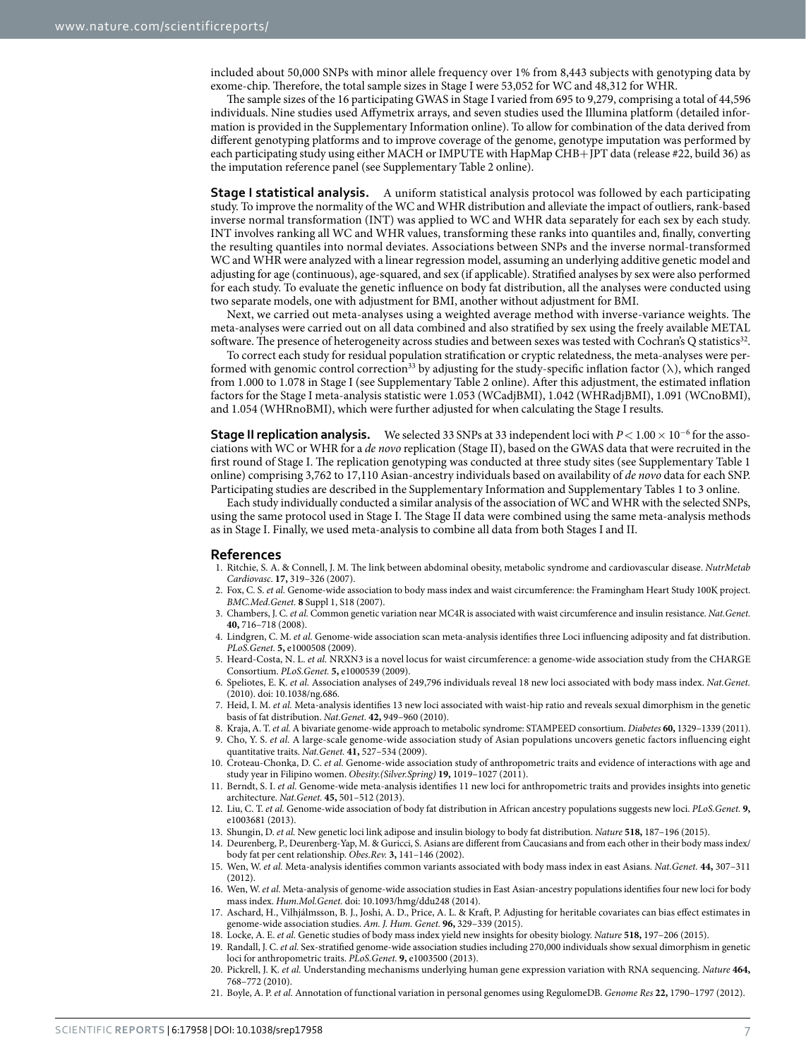included about 50,000 SNPs with minor allele frequency over 1% from 8,443 subjects with genotyping data by exome-chip. Therefore, the total sample sizes in Stage I were 53,052 for WC and 48,312 for WHR.

The sample sizes of the 16 participating GWAS in Stage I varied from 695 to 9,279, comprising a total of 44,596 individuals. Nine studies used Affymetrix arrays, and seven studies used the Illumina platform (detailed information is provided in the Supplementary Information online). To allow for combination of the data derived from different genotyping platforms and to improve coverage of the genome, genotype imputation was performed by each participating study using either MACH or IMPUTE with HapMap CHB+JPT data (release #22, build 36) as the imputation reference panel (see Supplementary Table 2 online).

**Stage I statistical analysis.** A uniform statistical analysis protocol was followed by each participating study. To improve the normality of the WC and WHR distribution and alleviate the impact of outliers, rank-based inverse normal transformation (INT) was applied to WC and WHR data separately for each sex by each study. INT involves ranking all WC and WHR values, transforming these ranks into quantiles and, finally, converting the resulting quantiles into normal deviates. Associations between SNPs and the inverse normal-transformed WC and WHR were analyzed with a linear regression model, assuming an underlying additive genetic model and adjusting for age (continuous), age-squared, and sex (if applicable). Stratified analyses by sex were also performed for each study. To evaluate the genetic influence on body fat distribution, all the analyses were conducted using two separate models, one with adjustment for BMI, another without adjustment for BMI.

Next, we carried out meta-analyses using a weighted average method with inverse-variance weights. The meta-analyses were carried out on all data combined and also stratified by sex using the freely available METAL software. The presence of heterogeneity across studies and between sexes was tested with Cochran's Q statistics[32].

To correct each study for residual population stratification or cryptic relatedness, the meta-analyses were performed with genomic control correction[33] by adjusting for the study-specific inflation factor ($\lambda$), which ranged from 1.000 to 1.078 in Stage I (see Supplementary Table 2 online). After this adjustment, the estimated inflation factors for the Stage I meta-analysis statistic were 1.053 (WCadjBMI), 1.042 (WHRadjBMI), 1.091 (WCnoBMI), and 1.054 (WHRnoBMI), which were further adjusted for when calculating the Stage I results.

**Stage II replication analysis.** We selected 33 SNPs at 33 independent loci with $P < 1.00 \times 10^{-6}$ for the associations with WC or WHR for a *de novo* replication (Stage II), based on the GWAS data that were recruited in the first round of Stage I. The replication genotyping was conducted at three study sites (see Supplementary Table 1 online) comprising 3,762 to 17,110 Asian-ancestry individuals based on availability of *de novo* data for each SNP. Participating studies are described in the Supplementary Information and Supplementary Tables 1 to 3 online.

Each study individually conducted a similar analysis of the association of WC and WHR with the selected SNPs, using the same protocol used in Stage I. The Stage II data were combined using the same meta-analysis methods as in Stage I. Finally, we used meta-analysis to combine all data from both Stages I and II.

## References

1. Ritchie, S. A. & Connell, J. M. The link between abdominal obesity, metabolic syndrome and cardiovascular disease. *NutrMetab Cardiovasc.* **17,** 319–326 (2007).
2. Fox, C. S. *et al.* Genome-wide association to body mass index and waist circumference: the Framingham Heart Study 100K project. *BMC.Med.Genet.* **8** Suppl 1, S18 (2007).
3. Chambers, J. C. *et al.* Common genetic variation near MC4R is associated with waist circumference and insulin resistance. *Nat.Genet.* **40,** 716–718 (2008).
4. Lindgren, C. M. *et al.* Genome-wide association scan meta-analysis identifies three Loci influencing adiposity and fat distribution. *PLoS.Genet.* **5,** e1000508 (2009).
5. Heard-Costa, N. L. *et al.* NRXN3 is a novel locus for waist circumference: a genome-wide association study from the CHARGE Consortium. *PLoS.Genet.* **5,** e1000539 (2009).
6. Speliotes, E. K. *et al.* Association analyses of 249,796 individuals reveal 18 new loci associated with body mass index. *Nat.Genet.* (2010). doi: 10.1038/ng.686.
7. Heid, I. M. *et al.* Meta-analysis identifies 13 new loci associated with waist-hip ratio and reveals sexual dimorphism in the genetic basis of fat distribution. *Nat.Genet.* **42,** 949–960 (2010).
8. Kraja, A. T. *et al.* A bivariate genome-wide approach to metabolic syndrome: STAMPEED consortium. *Diabetes* **60,** 1329–1339 (2011).
9. Cho, Y. S. *et al.* A large-scale genome-wide association study of Asian populations uncovers genetic factors influencing eight quantitative traits. *Nat.Genet.* **41,** 527–534 (2009).
10. Croteau-Chonka, D. C. *et al.* Genome-wide association study of anthropometric traits and evidence of interactions with age and study year in Filipino women. *Obesity.(Silver.Spring)* **19,** 1019–1027 (2011).
11. Berndt, S. I. *et al.* Genome-wide meta-analysis identifies 11 new loci for anthropometric traits and provides insights into genetic architecture. *Nat.Genet.* **45,** 501–512 (2013).
12. Liu, C. T. *et al.* Genome-wide association of body fat distribution in African ancestry populations suggests new loci. *PLoS.Genet.* **9,** e1003681 (2013).
13. Shungin, D. *et al.* New genetic loci link adipose and insulin biology to body fat distribution. *Nature* **518,** 187–196 (2015).
14. Deurenberg, P., Deurenberg-Yap, M. & Guricci, S. Asians are different from Caucasians and from each other in their body mass index/body fat per cent relationship. *Obes.Rev.* **3,** 141–146 (2002).
15. Wen, W. *et al.* Meta-analysis identifies common variants associated with body mass index in east Asians. *Nat.Genet.* **44,** 307–311 (2012).
16. Wen, W. *et al.* Meta-analysis of genome-wide association studies in East Asian-ancestry populations identifies four new loci for body mass index. *Hum.Mol.Genet.* doi: 10.1093/hmg/ddu248 (2014).
17. Aschard, H., Vilhjálmsson, B. J., Joshi, A. D., Price, A. L. & Kraft, P. Adjusting for heritable covariates can bias effect estimates in genome-wide association studies. *Am. J. Hum. Genet.* **96,** 329–339 (2015).
18. Locke, A. E. *et al.* Genetic studies of body mass index yield new insights for obesity biology. *Nature* **518,** 197–206 (2015).
19. Randall, J. C. *et al.* Sex-stratified genome-wide association studies including 270,000 individuals show sexual dimorphism in genetic loci for anthropometric traits. *PLoS.Genet.* **9,** e1003500 (2013).
20. Pickrell, J. K. *et al.* Understanding mechanisms underlying human gene expression variation with RNA sequencing. *Nature* **464,** 768–772 (2010).
21. Boyle, A. P. *et al.* Annotation of functional variation in personal genomes using RegulomeDB. *Genome Res* **22,** 1790–1797 (2012).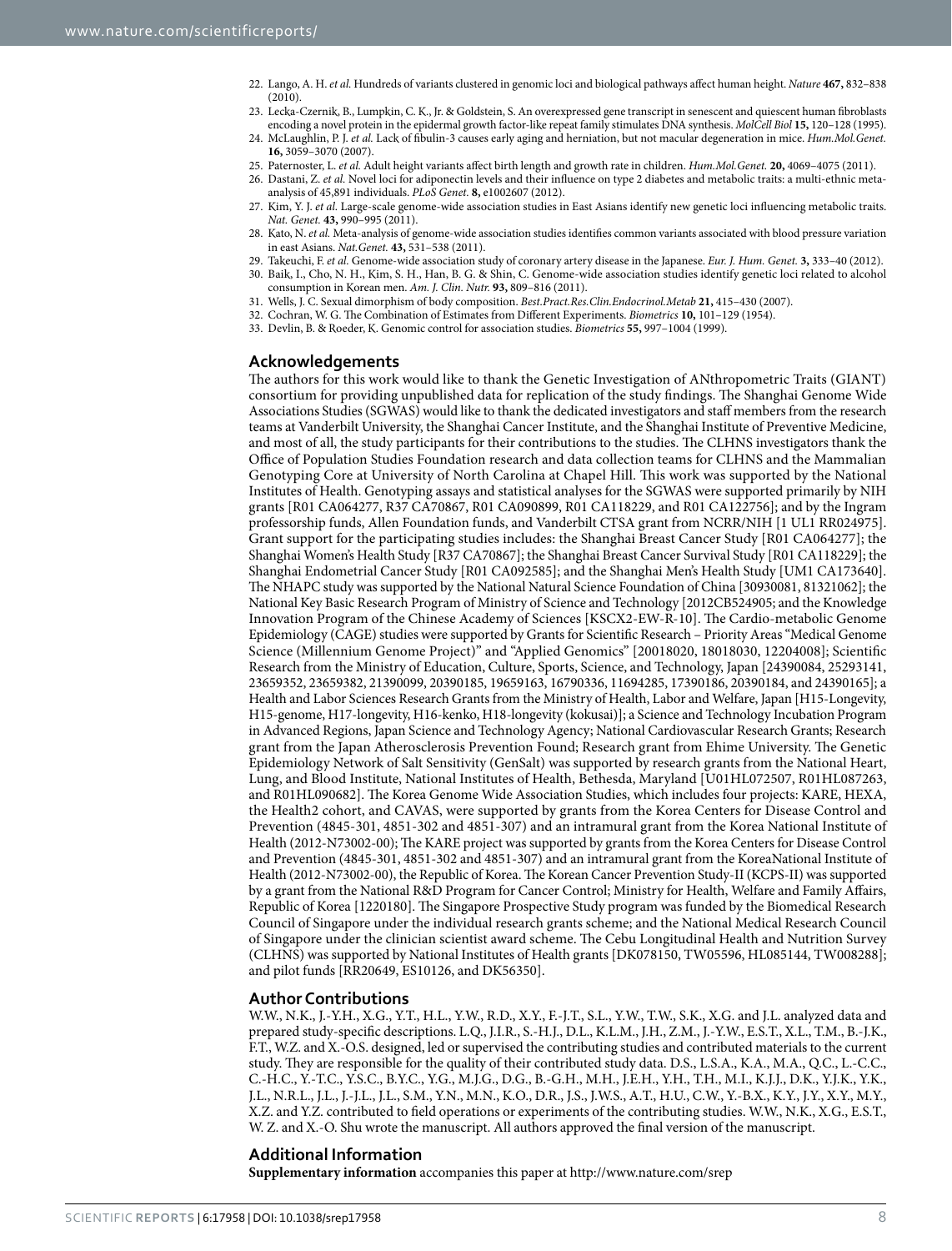22. Lango, A. H. *et al.* Hundreds of variants clustered in genomic loci and biological pathways affect human height. *Nature* **467,** 832–838 (2010).
23. Lecka-Czernik, B., Lumpkin, C. K., Jr. & Goldstein, S. An overexpressed gene transcript in senescent and quiescent human fibroblasts encoding a novel protein in the epidermal growth factor-like repeat family stimulates DNA synthesis. *MolCell Biol* **15,** 120–128 (1995).
24. McLaughlin, P. J. *et al.* Lack of fibulin-3 causes early aging and herniation, but not macular degeneration in mice. *Hum.Mol.Genet.* **16,** 3059–3070 (2007).
25. Paternoster, L. *et al.* Adult height variants affect birth length and growth rate in children. *Hum.Mol.Genet.* **20,** 4069–4075 (2011).
26. Dastani, Z. *et al.* Novel loci for adiponectin levels and their influence on type 2 diabetes and metabolic traits: a multi-ethnic meta-analysis of 45,891 individuals. *PLoS Genet.* **8,** e1002607 (2012).
27. Kim, Y. J. *et al.* Large-scale genome-wide association studies in East Asians identify new genetic loci influencing metabolic traits. *Nat. Genet.* **43,** 990–995 (2011).
28. Kato, N. *et al.* Meta-analysis of genome-wide association studies identifies common variants associated with blood pressure variation in east Asians. *Nat.Genet.* **43,** 531–538 (2011).
29. Takeuchi, F. *et al.* Genome-wide association study of coronary artery disease in the Japanese. *Eur. J. Hum. Genet.* **3,** 333–40 (2012).
30. Baik, I., Cho, N. H., Kim, S. H., Han, B. G. & Shin, C. Genome-wide association studies identify genetic loci related to alcohol consumption in Korean men. *Am. J. Clin. Nutr.* **93,** 809–816 (2011).
31. Wells, J. C. Sexual dimorphism of body composition. *Best.Pract.Res.Clin.Endocrinol.Metab* **21,** 415–430 (2007).
32. Cochran, W. G. The Combination of Estimates from Different Experiments. *Biometrics* **10,** 101–129 (1954).
33. Devlin, B. & Roeder, K. Genomic control for association studies. *Biometrics* **55,** 997–1004 (1999).

## Acknowledgements

The authors for this work would like to thank the Genetic Investigation of ANthropometric Traits (GIANT) consortium for providing unpublished data for replication of the study findings. The Shanghai Genome Wide Associations Studies (SGWAS) would like to thank the dedicated investigators and staff members from the research teams at Vanderbilt University, the Shanghai Cancer Institute, and the Shanghai Institute of Preventive Medicine, and most of all, the study participants for their contributions to the studies. The CLHNS investigators thank the Office of Population Studies Foundation research and data collection teams for CLHNS and the Mammalian Genotyping Core at University of North Carolina at Chapel Hill. This work was supported by the National Institutes of Health. Genotyping assays and statistical analyses for the SGWAS were supported primarily by NIH grants [R01 CA064277, R37 CA70867, R01 CA090899, R01 CA118229, and R01 CA122756]; and by the Ingram professorship funds, Allen Foundation funds, and Vanderbilt CTSA grant from NCRR/NIH [1 UL1 RR024975]. Grant support for the participating studies includes: the Shanghai Breast Cancer Study [R01 CA064277]; the Shanghai Women's Health Study [R37 CA70867]; the Shanghai Breast Cancer Survival Study [R01 CA118229]; the Shanghai Endometrial Cancer Study [R01 CA092585]; and the Shanghai Men's Health Study [UM1 CA173640]. The NHAPC study was supported by the National Natural Science Foundation of China [30930081, 81321062]; the National Key Basic Research Program of Ministry of Science and Technology [2012CB524905; and the Knowledge Innovation Program of the Chinese Academy of Sciences [KSCX2-EW-R-10]. The Cardio-metabolic Genome Epidemiology (CAGE) studies were supported by Grants for Scientific Research – Priority Areas "Medical Genome Science (Millennium Genome Project)" and "Applied Genomics" [20018020, 18018030, 12204008]; Scientific Research from the Ministry of Education, Culture, Sports, Science, and Technology, Japan [24390084, 25293141, 23659352, 23659382, 21390099, 20390185, 19659163, 16790336, 11694285, 17390186, 20390184, and 24390165]; a Health and Labor Sciences Research Grants from the Ministry of Health, Labor and Welfare, Japan [H15-Longevity, H15-genome, H17-longevity, H16-kenko, H18-longevity (kokusai)]; a Science and Technology Incubation Program in Advanced Regions, Japan Science and Technology Agency; National Cardiovascular Research Grants; Research grant from the Japan Atherosclerosis Prevention Found; Research grant from Ehime University. The Genetic Epidemiology Network of Salt Sensitivity (GenSalt) was supported by research grants from the National Heart, Lung, and Blood Institute, National Institutes of Health, Bethesda, Maryland [U01HL072507, R01HL087263, and R01HL090682]. The Korea Genome Wide Association Studies, which includes four projects: KARE, HEXA, the Health2 cohort, and CAVAS, were supported by grants from the Korea Centers for Disease Control and Prevention (4845-301, 4851-302 and 4851-307) and an intramural grant from the Korea National Institute of Health (2012-N73002-00); The KARE project was supported by grants from the Korea Centers for Disease Control and Prevention (4845-301, 4851-302 and 4851-307) and an intramural grant from the KoreaNational Institute of Health (2012-N73002-00), the Republic of Korea. The Korean Cancer Prevention Study-II (KCPS-II) was supported by a grant from the National R&D Program for Cancer Control; Ministry for Health, Welfare and Family Affairs, Republic of Korea [1220180]. The Singapore Prospective Study program was funded by the Biomedical Research Council of Singapore under the individual research grants scheme; and the National Medical Research Council of Singapore under the clinician scientist award scheme. The Cebu Longitudinal Health and Nutrition Survey (CLHNS) was supported by National Institutes of Health grants [DK078150, TW05596, HL085144, TW008288]; and pilot funds [RR20649, ES10126, and DK56350].

## Author Contributions

W.W., N.K., J.-Y.H., X.G., Y.T., H.L., Y.W., R.D., X.Y., F.-J.T., S.L., Y.W., T.W., S.K., X.G. and J.L. analyzed data and prepared study-specific descriptions. L.Q., J.I.R., S.-H.J., D.L., K.L.M., J.H., Z.M., J.-Y.W., E.S.T., X.L., T.M., B.-J.K., F.T., W.Z. and X.-O.S. designed, led or supervised the contributing studies and contributed materials to the current study. They are responsible for the quality of their contributed study data. D.S., L.S.A., K.A., M.A., Q.C., L.-C.C., C.-H.C., Y.-T.C., Y.S.C., B.Y.C., Y.G., M.J.G., D.G., B.-G.H., M.H., J.E.H., Y.H., T.H., M.I., K.J.J., D.K., Y.J.K., Y.K., J.L., N.R.L., J.L., J.-J.L., J.L., S.M., Y.N., M.N., K.O., D.R., J.S., J.W.S., A.T., H.U., C.W., Y.-B.X., K.Y., J.Y., X.Y., M.Y., X.Z. and Y.Z. contributed to field operations or experiments of the contributing studies. W.W., N.K., X.G., E.S.T., W. Z. and X.-O. Shu wrote the manuscript. All authors approved the final version of the manuscript.

## Additional Information

**Supplementary information** accompanies this paper at http://www.nature.com/srep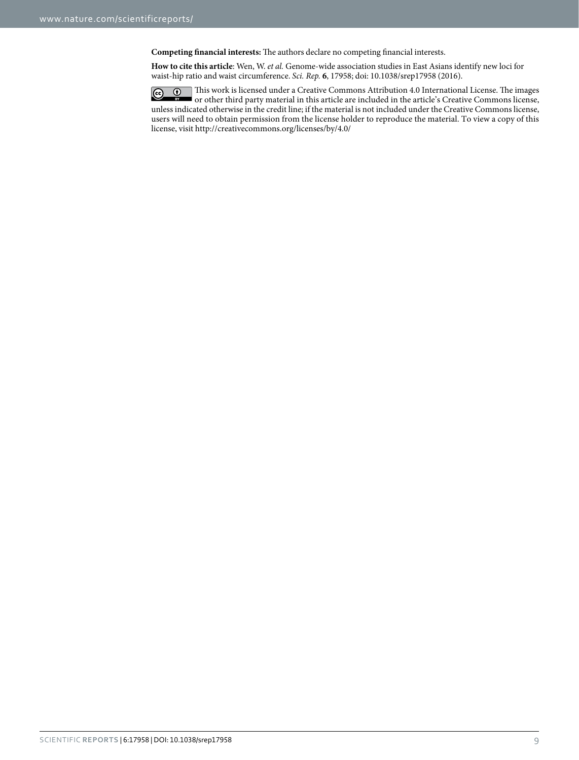**Competing financial interests:** The authors declare no competing financial interests.

**How to cite this article**: Wen, W. *et al.* Genome-wide association studies in East Asians identify new loci for waist-hip ratio and waist circumference. *Sci. Rep.* **6**, 17958; doi: 10.1038/srep17958 (2016).

This work is licensed under a Creative Commons Attribution 4.0 International License. The images or other third party material in this article are included in the article's Creative Commons license, unless indicated otherwise in the credit line; if the material is not included under the Creative Commons license, users will need to obtain permission from the license holder to reproduce the material. To view a copy of this license, visit http://creativecommons.org/licenses/by/4.0/